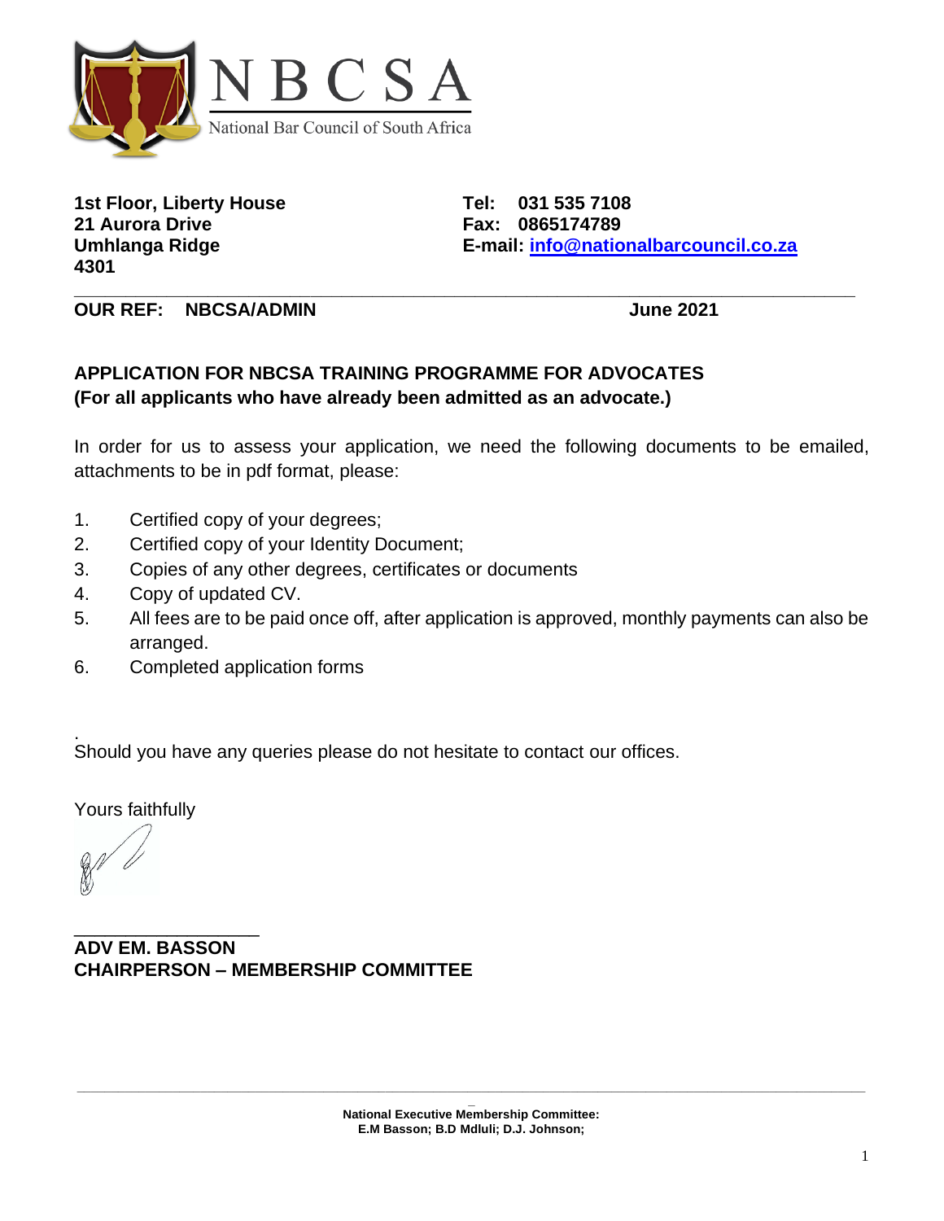NBCSA

National Bar Council of South Africa

**1st Floor, Liberty House**
**21 Aurora Drive**
**Umhlanga Ridge**
**4301**

**Tel: 031 535 7108**
**Fax: 0865174789**
**E-mail: info@nationalbarcouncil.co.za**

---

**OUR REF: NBCSA/ADMIN** **June 2021**

**APPLICATION FOR NBCSA TRAINING PROGRAMME FOR ADVOCATES**
**(For all applicants who have already been admitted as an advocate.)**

In order for us to assess your application, we need the following documents to be emailed, attachments to be in pdf format, please:

1. Certified copy of your degrees;
2. Certified copy of your Identity Document;
3. Copies of any other degrees, certificates or documents
4. Copy of updated CV.
5. All fees are to be paid once off, after application is approved, monthly payments can also be arranged.
6. Completed application forms

.
Should you have any queries please do not hesitate to contact our offices.

Yours faithfully

___________________
**ADV EM. BASSON**
**CHAIRPERSON – MEMBERSHIP COMMITTEE**

---

**National Executive Membership Committee:**
**E.M Basson; B.D Mdluli; D.J. Johnson;**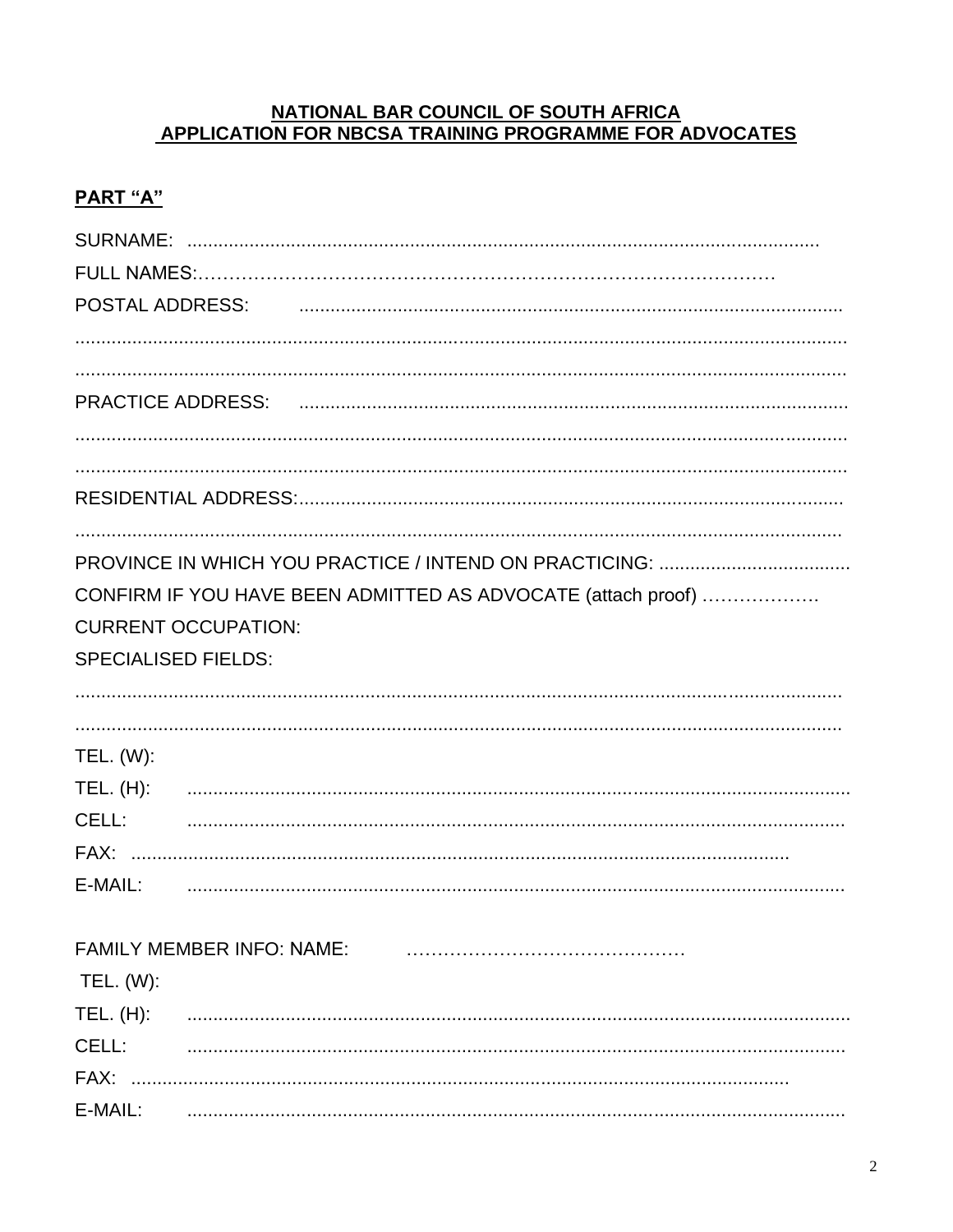**NATIONAL BAR COUNCIL OF SOUTH AFRICA**
**APPLICATION FOR NBCSA TRAINING PROGRAMME FOR ADVOCATES**

**PART "A"**

SURNAME: ..........................................................................................................................

FULL NAMES:………………………………………………………………………………

POSTAL ADDRESS: ........................................................................................................

.........................................................................................................................................

.........................................................................................................................................

PRACTICE ADDRESS: ....................................................................................................

.........................................................................................................................................

.........................................................................................................................................

RESIDENTIAL ADDRESS:...............................................................................................

.........................................................................................................................................

PROVINCE IN WHICH YOU PRACTICE / INTEND ON PRACTICING: ....................................

CONFIRM IF YOU HAVE BEEN ADMITTED AS ADVOCATE (attach proof) ……………….

CURRENT OCCUPATION:

SPECIALISED FIELDS:

.........................................................................................................................................

.........................................................................................................................................

TEL. (W):

TEL. (H): ............................................................................................................................

CELL: ...............................................................................................................................

FAX: .................................................................................................................................

E-MAIL: ............................................................................................................................

FAMILY MEMBER INFO: NAME: ………………………………………

TEL. (W):

TEL. (H): ............................................................................................................................

CELL: ...............................................................................................................................

FAX: .................................................................................................................................

E-MAIL: ............................................................................................................................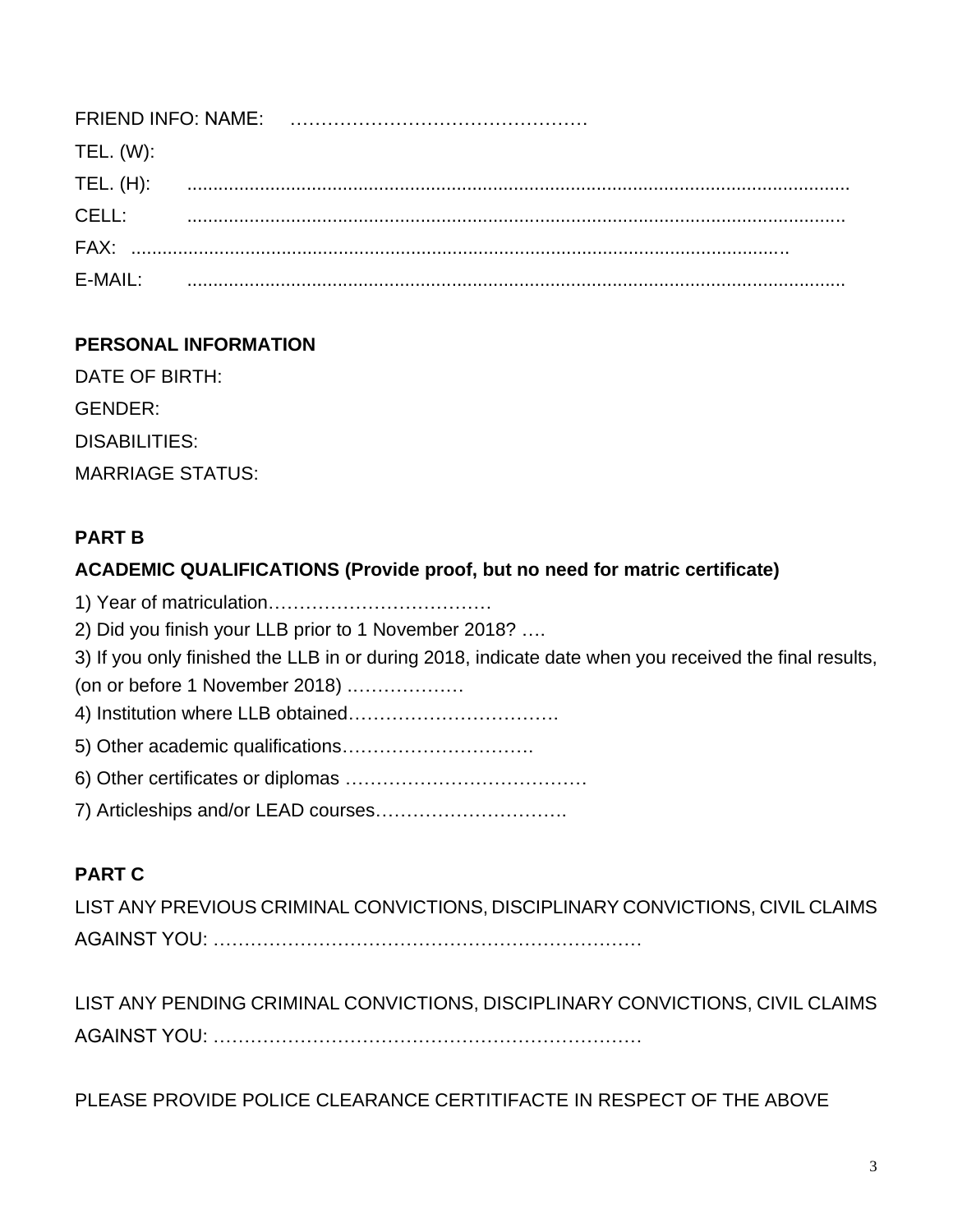FRIEND INFO: NAME: …………………………………………

TEL. (W):

TEL. (H): ..............................................................................................................................

CELL: ..............................................................................................................................

FAX: ..............................................................................................................................

E-MAIL: ..............................................................................................................................

**PERSONAL INFORMATION**

DATE OF BIRTH:

GENDER:

DISABILITIES:

MARRIAGE STATUS:

**PART B**

**ACADEMIC QUALIFICATIONS (Provide proof, but no need for matric certificate)**

1) Year of matriculation………………………………

2) Did you finish your LLB prior to 1 November 2018? ….

3) If you only finished the LLB in or during 2018, indicate date when you received the final results, (on or before 1 November 2018) ………………

4) Institution where LLB obtained…………………………….

5) Other academic qualifications………………………….

6) Other certificates or diplomas …………………………………

7) Articleships and/or LEAD courses………………………….

**PART C**

LIST ANY PREVIOUS CRIMINAL CONVICTIONS, DISCIPLINARY CONVICTIONS, CIVIL CLAIMS AGAINST YOU: ……………………………………………………………

LIST ANY PENDING CRIMINAL CONVICTIONS, DISCIPLINARY CONVICTIONS, CIVIL CLAIMS AGAINST YOU: ……………………………………………………………

PLEASE PROVIDE POLICE CLEARANCE CERTITIFACTE IN RESPECT OF THE ABOVE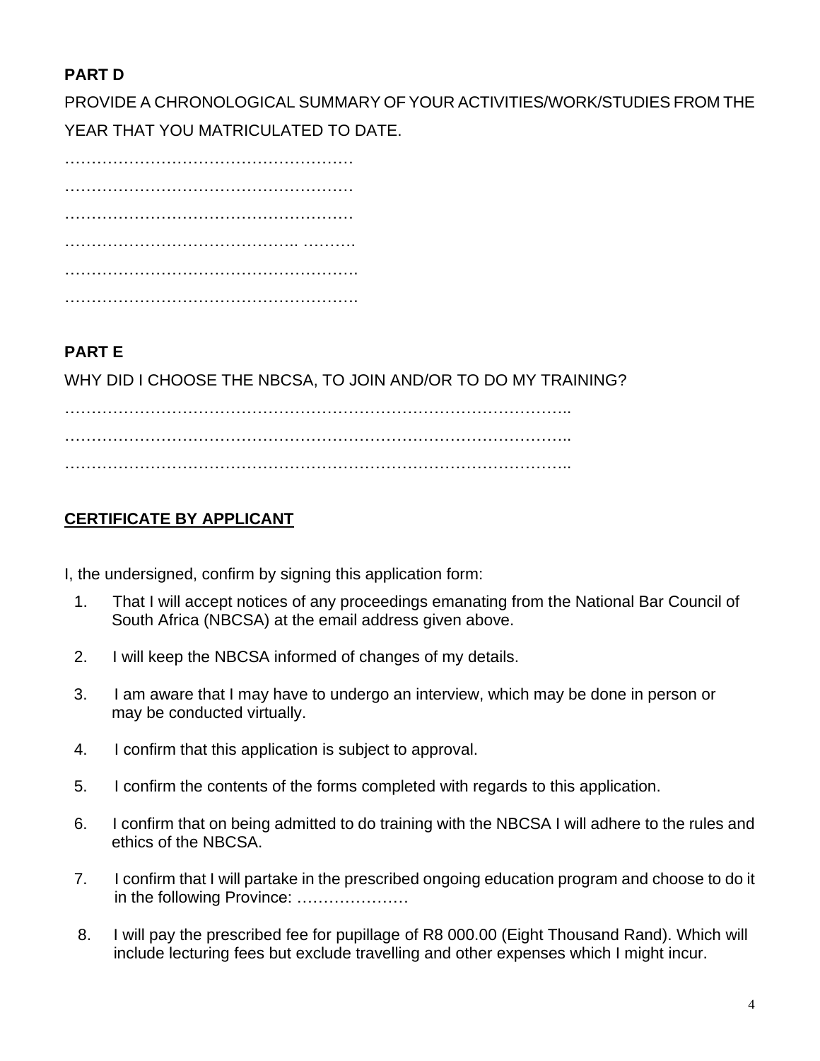**PART D**

PROVIDE A CHRONOLOGICAL SUMMARY OF YOUR ACTIVITIES/WORK/STUDIES FROM THE YEAR THAT YOU MATRICULATED TO DATE.

………………………………………………

………………………………………………

………………………………………………

…………………………………….. ……….

……………………………………………….

……………………………………………….

**PART E**

WHY DID I CHOOSE THE NBCSA, TO JOIN AND/OR TO DO MY TRAINING?

………………………………………………………………………………………..

………………………………………………………………………………………..

………………………………………………………………………………………..

**<u>CERTIFICATE BY APPLICANT</u>**

I, the undersigned, confirm by signing this application form:

1. That I will accept notices of any proceedings emanating from the National Bar Council of South Africa (NBCSA) at the email address given above.
2. I will keep the NBCSA informed of changes of my details.
3. I am aware that I may have to undergo an interview, which may be done in person or may be conducted virtually.
4. I confirm that this application is subject to approval.
5. I confirm the contents of the forms completed with regards to this application.
6. I confirm that on being admitted to do training with the NBCSA I will adhere to the rules and ethics of the NBCSA.
7. I confirm that I will partake in the prescribed ongoing education program and choose to do it in the following Province: ………………….
8. I will pay the prescribed fee for pupillage of R8 000.00 (Eight Thousand Rand). Which will include lecturing fees but exclude travelling and other expenses which I might incur.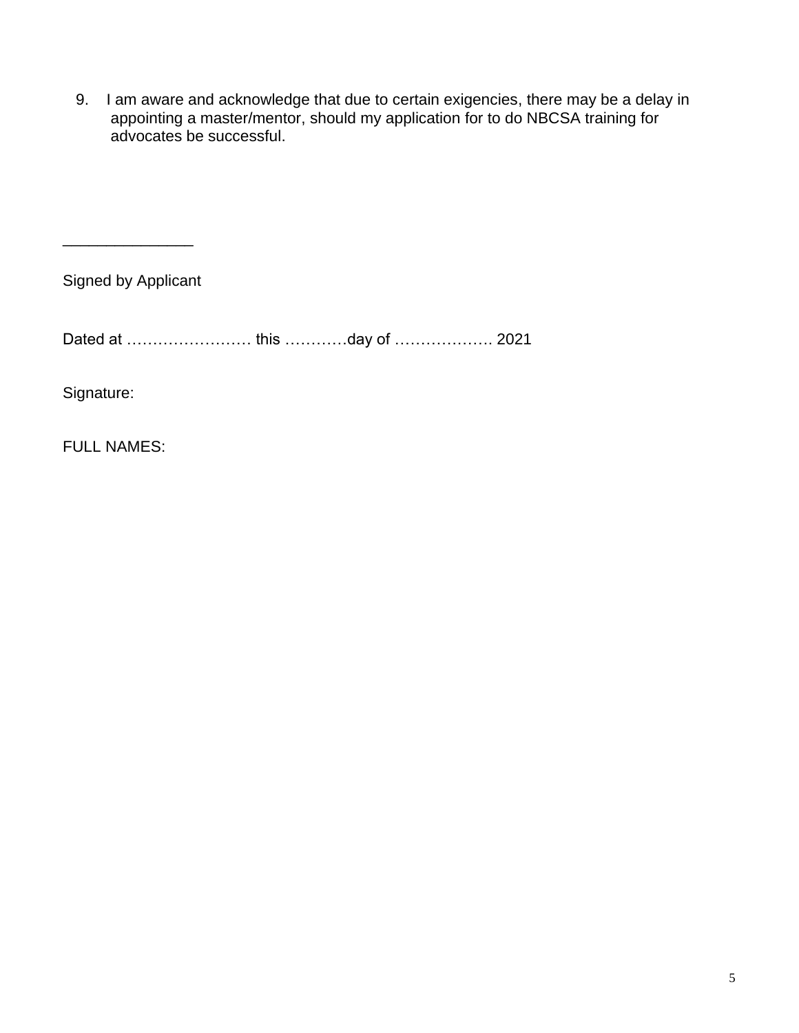9. I am aware and acknowledge that due to certain exigencies, there may be a delay in appointing a master/mentor, should my application for to do NBCSA training for advocates be successful.

_______________

Signed by Applicant

Dated at …………………… this …………day of ………………. 2021

Signature:

FULL NAMES: